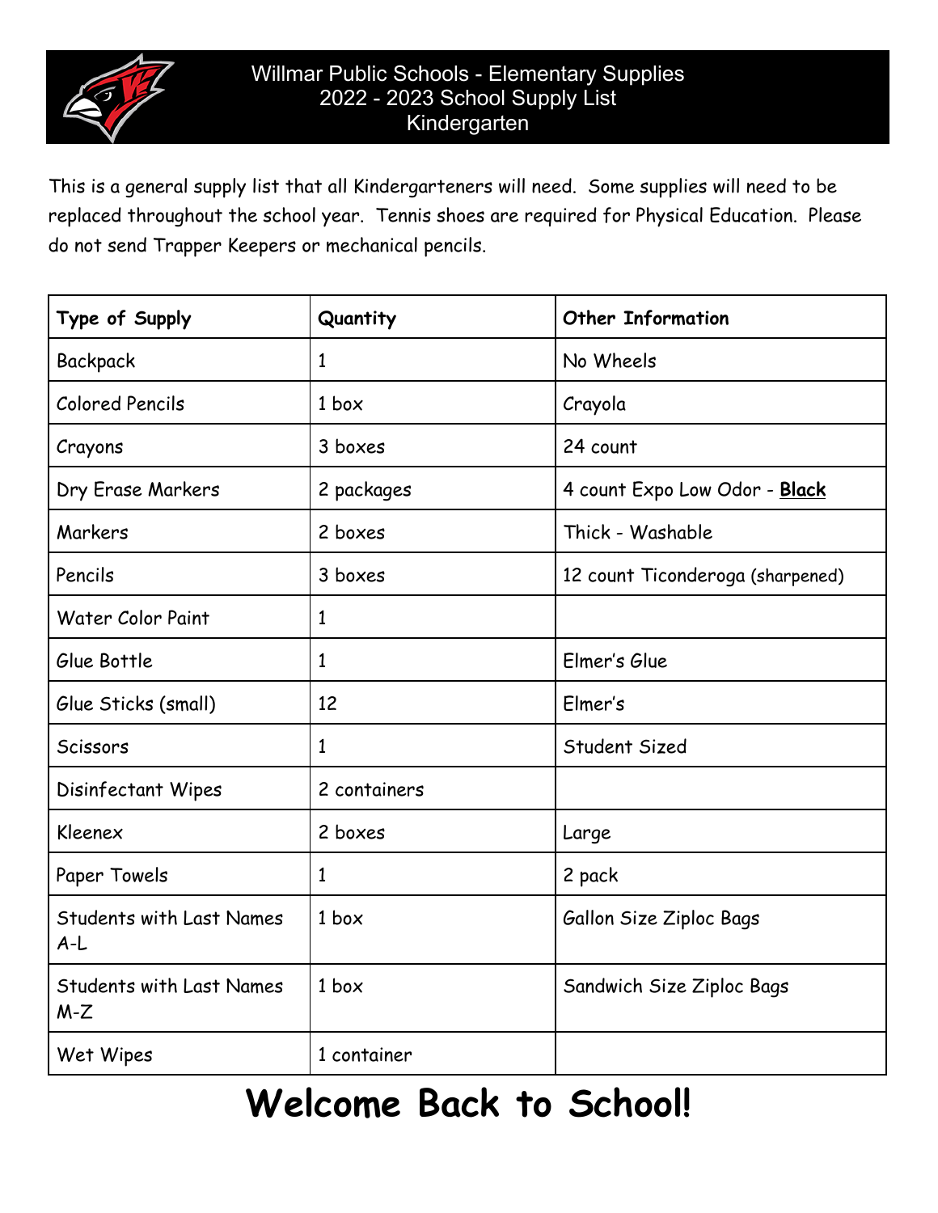# Willmar Public Schools - Elementary Supplies
## 2022 - 2023 School Supply List
## Kindergarten

This is a general supply list that all Kindergarteners will need. Some supplies will need to be replaced throughout the school year. Tennis shoes are required for Physical Education. Please do not send Trapper Keepers or mechanical pencils.

| **Type of Supply** | **Quantity** | **Other Information** |
|---|---|---|
| Backpack | 1 | No Wheels |
| Colored Pencils | 1 box | Crayola |
| Crayons | 3 boxes | 24 count |
| Dry Erase Markers | 2 packages | 4 count Expo Low Odor - **Black** |
| Markers | 2 boxes | Thick - Washable |
| Pencils | 3 boxes | 12 count Ticonderoga (sharpened) |
| Water Color Paint | 1 | |
| Glue Bottle | 1 | Elmer's Glue |
| Glue Sticks (small) | 12 | Elmer's |
| Scissors | 1 | Student Sized |
| Disinfectant Wipes | 2 containers | |
| Kleenex | 2 boxes | Large |
| Paper Towels | 1 | 2 pack |
| Students with Last Names A-L | 1 box | Gallon Size Ziploc Bags |
| Students with Last Names M-Z | 1 box | Sandwich Size Ziploc Bags |
| Wet Wipes | 1 container | |

# Welcome Back to School!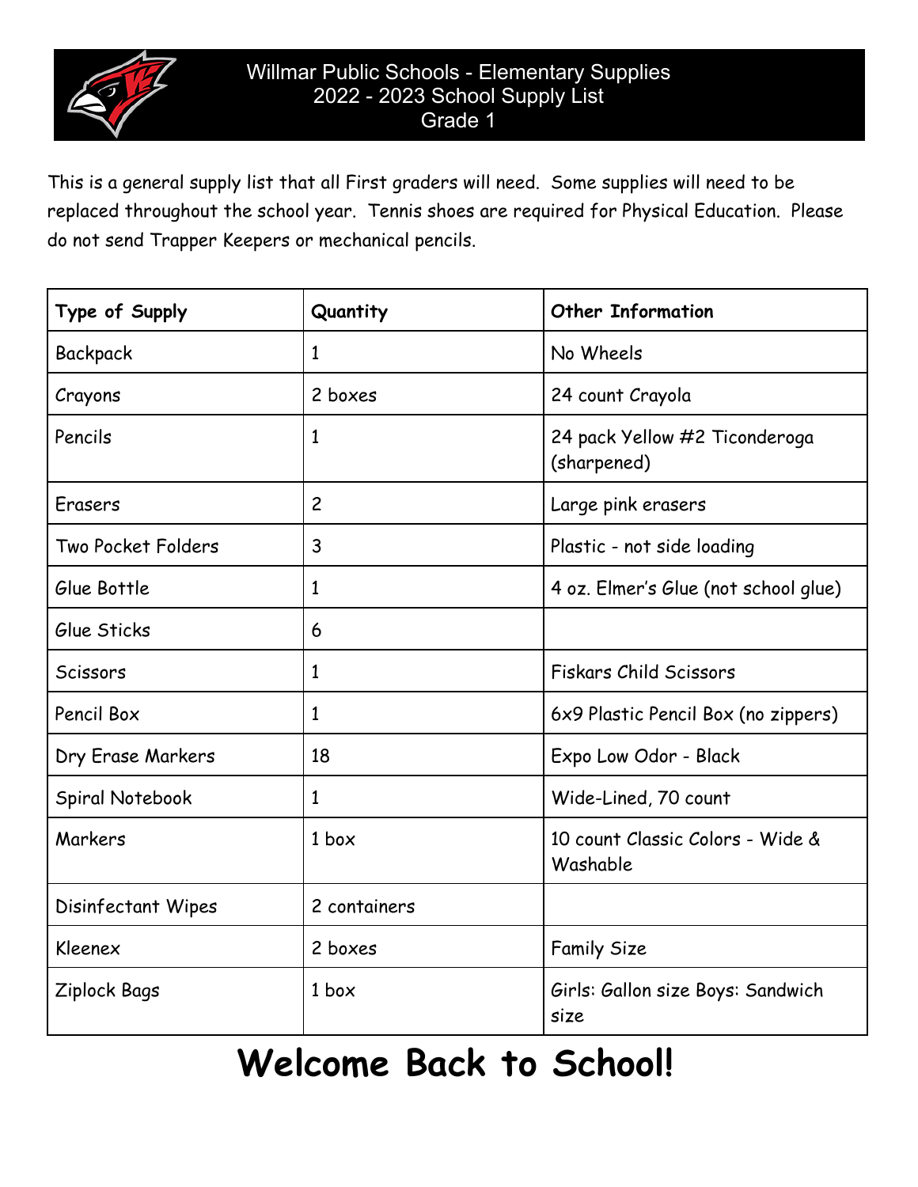# Willmar Public Schools - Elementary Supplies
## 2022 - 2023 School Supply List
## Grade 1

This is a general supply list that all First graders will need. Some supplies will need to be replaced throughout the school year. Tennis shoes are required for Physical Education. Please do not send Trapper Keepers or mechanical pencils.

| Type of Supply | Quantity | Other Information |
|---|---|---|
| Backpack | 1 | No Wheels |
| Crayons | 2 boxes | 24 count Crayola |
| Pencils | 1 | 24 pack Yellow #2 Ticonderoga (sharpened) |
| Erasers | 2 | Large pink erasers |
| Two Pocket Folders | 3 | Plastic - not side loading |
| Glue Bottle | 1 | 4 oz. Elmer's Glue (not school glue) |
| Glue Sticks | 6 | |
| Scissors | 1 | Fiskars Child Scissors |
| Pencil Box | 1 | 6x9 Plastic Pencil Box (no zippers) |
| Dry Erase Markers | 18 | Expo Low Odor - Black |
| Spiral Notebook | 1 | Wide-Lined, 70 count |
| Markers | 1 box | 10 count Classic Colors - Wide & Washable |
| Disinfectant Wipes | 2 containers | |
| Kleenex | 2 boxes | Family Size |
| Ziplock Bags | 1 box | Girls: Gallon size Boys: Sandwich size |

# Welcome Back to School!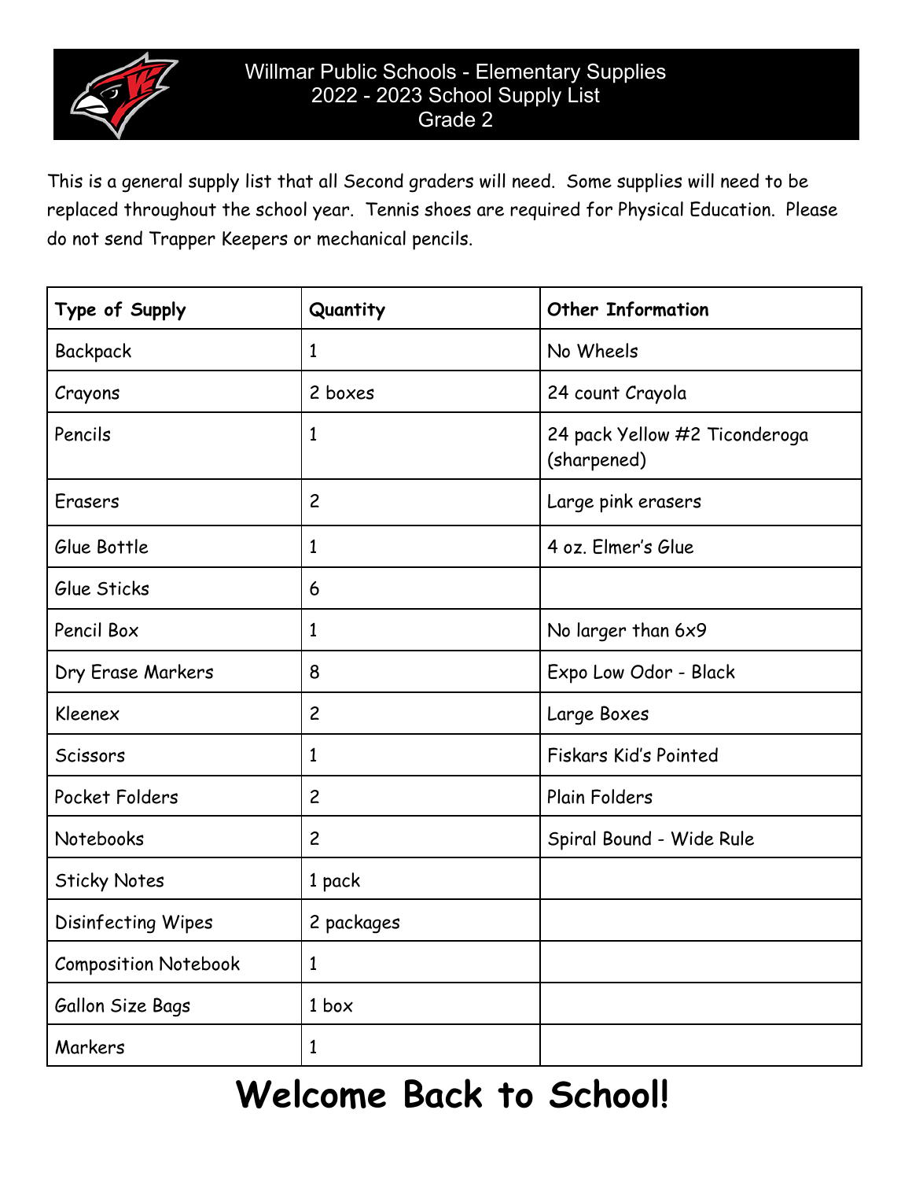# Willmar Public Schools - Elementary Supplies
## 2022 - 2023 School Supply List
## Grade 2

This is a general supply list that all Second graders will need. Some supplies will need to be replaced throughout the school year. Tennis shoes are required for Physical Education. Please do not send Trapper Keepers or mechanical pencils.

| Type of Supply | Quantity | Other Information |
|---|---|---|
| Backpack | 1 | No Wheels |
| Crayons | 2 boxes | 24 count Crayola |
| Pencils | 1 | 24 pack Yellow #2 Ticonderoga (sharpened) |
| Erasers | 2 | Large pink erasers |
| Glue Bottle | 1 | 4 oz. Elmer's Glue |
| Glue Sticks | 6 | |
| Pencil Box | 1 | No larger than 6x9 |
| Dry Erase Markers | 8 | Expo Low Odor - Black |
| Kleenex | 2 | Large Boxes |
| Scissors | 1 | Fiskars Kid's Pointed |
| Pocket Folders | 2 | Plain Folders |
| Notebooks | 2 | Spiral Bound - Wide Rule |
| Sticky Notes | 1 pack | |
| Disinfecting Wipes | 2 packages | |
| Composition Notebook | 1 | |
| Gallon Size Bags | 1 box | |
| Markers | 1 | |

# Welcome Back to School!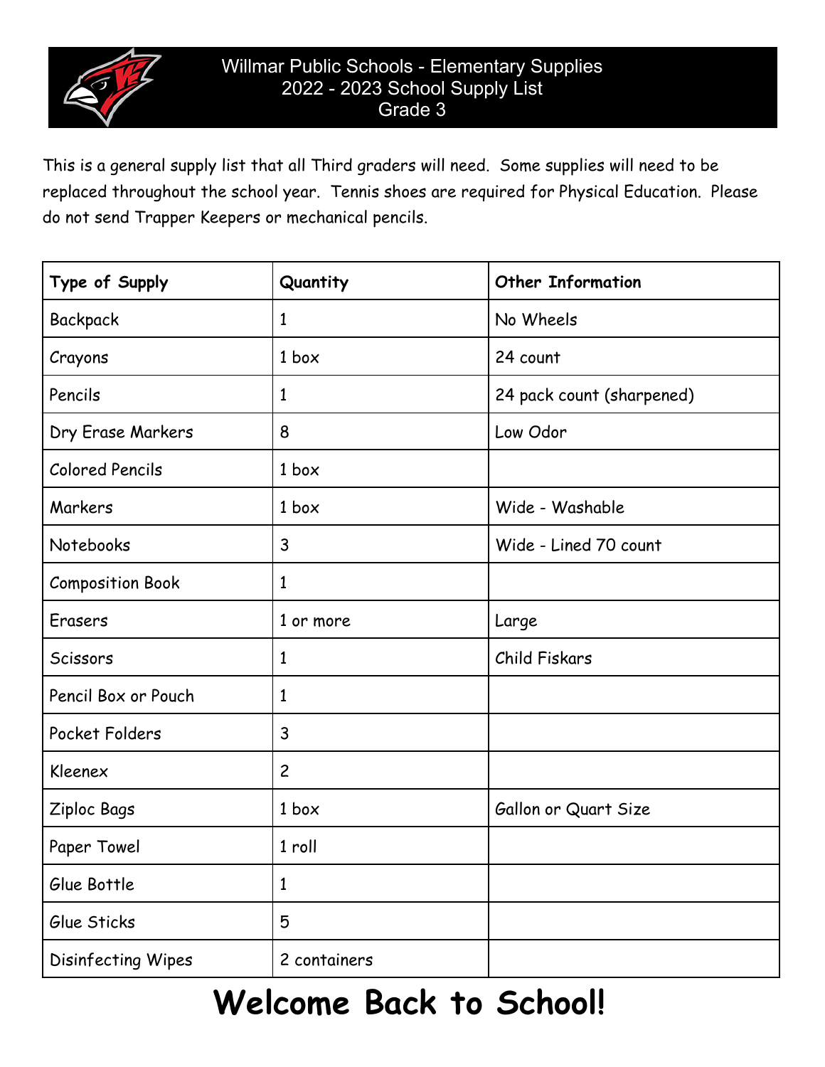# Willmar Public Schools - Elementary Supplies
## 2022 - 2023 School Supply List
## Grade 3

This is a general supply list that all Third graders will need. Some supplies will need to be replaced throughout the school year. Tennis shoes are required for Physical Education. Please do not send Trapper Keepers or mechanical pencils.

| Type of Supply | Quantity | Other Information |
| --- | --- | --- |
| Backpack | 1 | No Wheels |
| Crayons | 1 box | 24 count |
| Pencils | 1 | 24 pack count (sharpened) |
| Dry Erase Markers | 8 | Low Odor |
| Colored Pencils | 1 box | |
| Markers | 1 box | Wide - Washable |
| Notebooks | 3 | Wide - Lined 70 count |
| Composition Book | 1 | |
| Erasers | 1 or more | Large |
| Scissors | 1 | Child Fiskars |
| Pencil Box or Pouch | 1 | |
| Pocket Folders | 3 | |
| Kleenex | 2 | |
| Ziploc Bags | 1 box | Gallon or Quart Size |
| Paper Towel | 1 roll | |
| Glue Bottle | 1 | |
| Glue Sticks | 5 | |
| Disinfecting Wipes | 2 containers | |

# Welcome Back to School!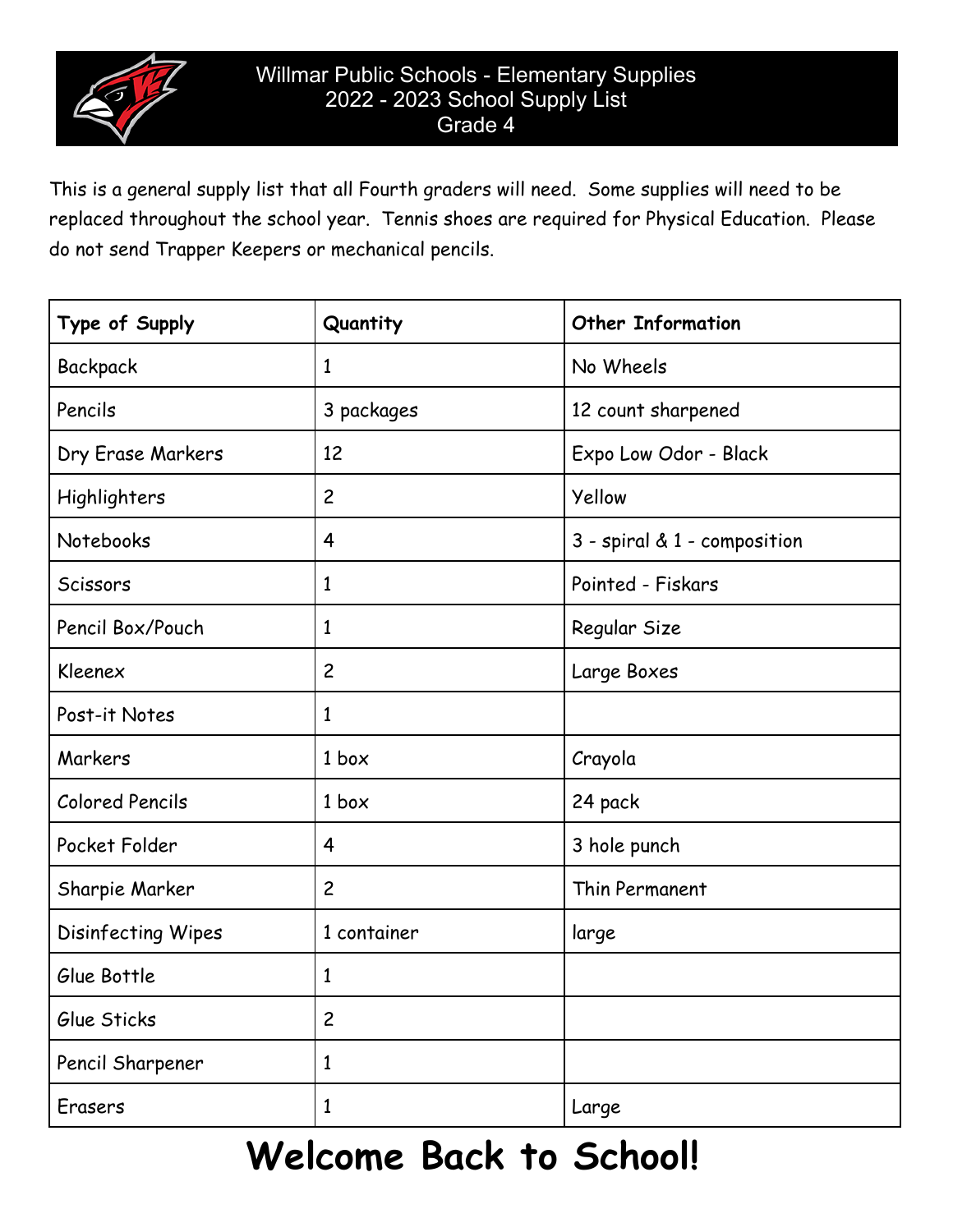# Willmar Public Schools - Elementary Supplies
## 2022 - 2023 School Supply List
## Grade 4

This is a general supply list that all Fourth graders will need. Some supplies will need to be replaced throughout the school year. Tennis shoes are required for Physical Education. Please do not send Trapper Keepers or mechanical pencils.

| Type of Supply | Quantity | Other Information |
|---|---|---|
| Backpack | 1 | No Wheels |
| Pencils | 3 packages | 12 count sharpened |
| Dry Erase Markers | 12 | Expo Low Odor - Black |
| Highlighters | 2 | Yellow |
| Notebooks | 4 | 3 - spiral & 1 - composition |
| Scissors | 1 | Pointed - Fiskars |
| Pencil Box/Pouch | 1 | Regular Size |
| Kleenex | 2 | Large Boxes |
| Post-it Notes | 1 | |
| Markers | 1 box | Crayola |
| Colored Pencils | 1 box | 24 pack |
| Pocket Folder | 4 | 3 hole punch |
| Sharpie Marker | 2 | Thin Permanent |
| Disinfecting Wipes | 1 container | large |
| Glue Bottle | 1 | |
| Glue Sticks | 2 | |
| Pencil Sharpener | 1 | |
| Erasers | 1 | Large |

# Welcome Back to School!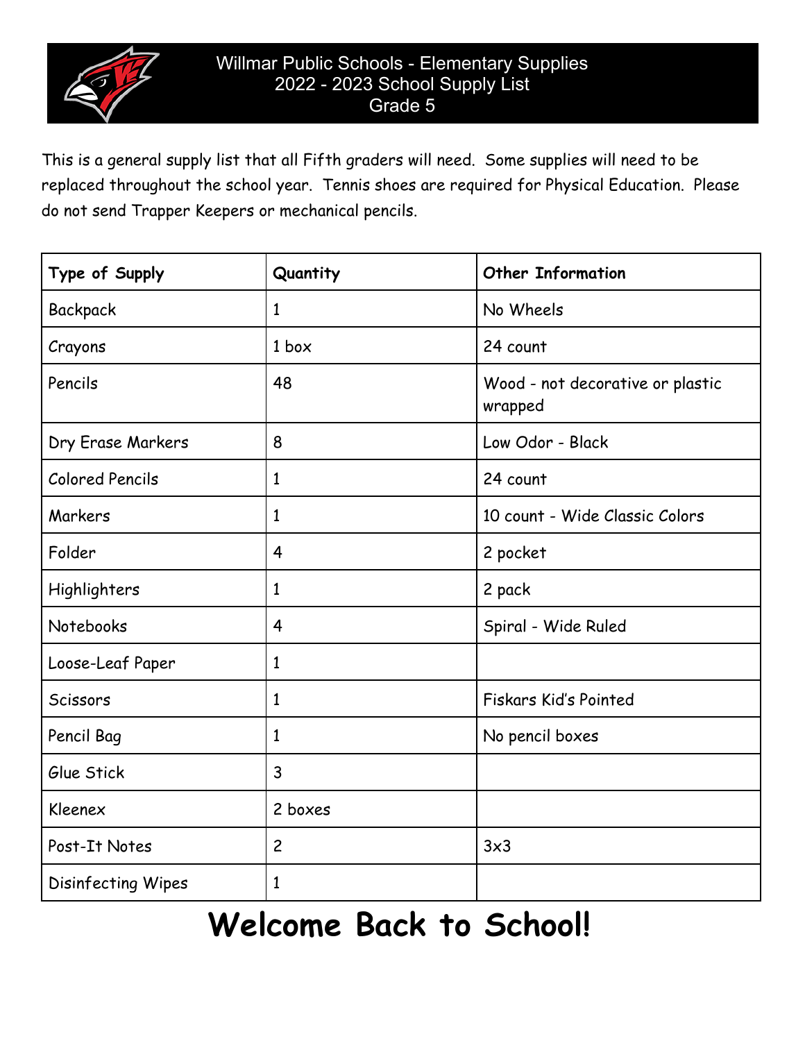# Willmar Public Schools - Elementary Supplies
## 2022 - 2023 School Supply List
## Grade 5

This is a general supply list that all Fifth graders will need. Some supplies will need to be replaced throughout the school year. Tennis shoes are required for Physical Education. Please do not send Trapper Keepers or mechanical pencils.

| Type of Supply | Quantity | Other Information |
|---|---|---|
| Backpack | 1 | No Wheels |
| Crayons | 1 box | 24 count |
| Pencils | 48 | Wood - not decorative or plastic wrapped |
| Dry Erase Markers | 8 | Low Odor - Black |
| Colored Pencils | 1 | 24 count |
| Markers | 1 | 10 count - Wide Classic Colors |
| Folder | 4 | 2 pocket |
| Highlighters | 1 | 2 pack |
| Notebooks | 4 | Spiral - Wide Ruled |
| Loose-Leaf Paper | 1 | |
| Scissors | 1 | Fiskars Kid's Pointed |
| Pencil Bag | 1 | No pencil boxes |
| Glue Stick | 3 | |
| Kleenex | 2 boxes | |
| Post-It Notes | 2 | 3x3 |
| Disinfecting Wipes | 1 | |

# Welcome Back to School!